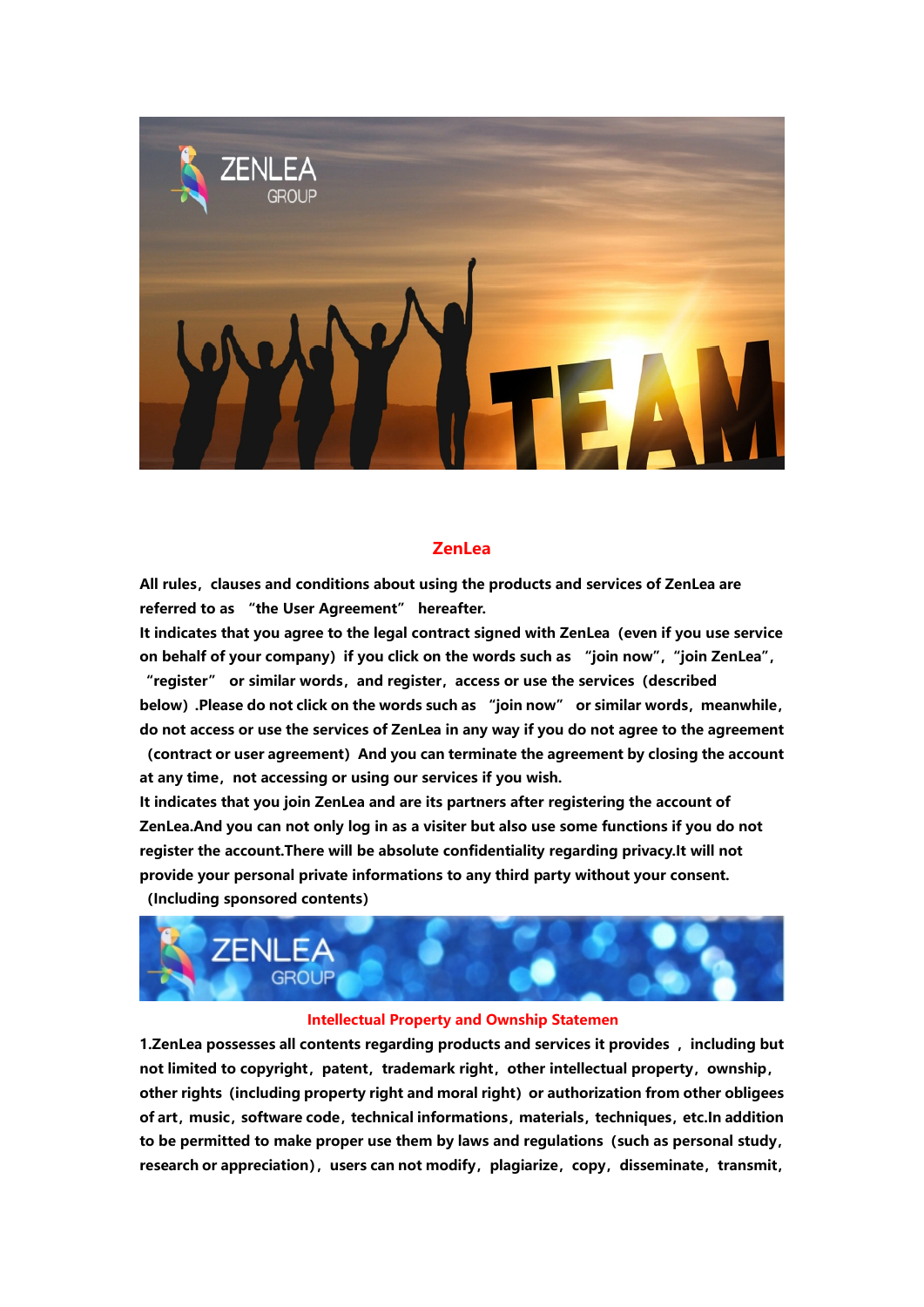## ZenLea

**All rules，clauses and conditions about using the products and services of ZenLea are referred to as "the User Agreement" hereafter.**

**It indicates that you agree to the legal contract signed with ZenLea（even if you use service on behalf of your company）if you click on the words such as "join now", "join ZenLea", "register" or similar words，and register，access or use the services（described below）.Please do not click on the words such as "join now" or similar words，meanwhile，do not access or use the services of ZenLea in any way if you do not agree to the agreement（contract or user agreement）And you can terminate the agreement by closing the account at any time，not accessing or using our services if you wish.**

**It indicates that you join ZenLea and are its partners after registering the account of ZenLea.And you can not only log in as a visiter but also use some functions if you do not register the account.There will be absolute confidentiality regarding privacy.It will not provide your personal private informations to any third party without your consent.（Including sponsored contents）**

### Intellectual Property and Ownship Statemen

**1.ZenLea possesses all contents regarding products and services it provides ，including but not limited to copyright，patent，trademark right，other intellectual property，ownship，other rights（including property right and moral right）or authorization from other obligees of art，music，software code，technical informations，materials，techniques，etc.In addition to be permitted to make proper use them by laws and regulations（such as personal study，research or appreciation），users can not modify，plagiarize，copy，disseminate，transmit，**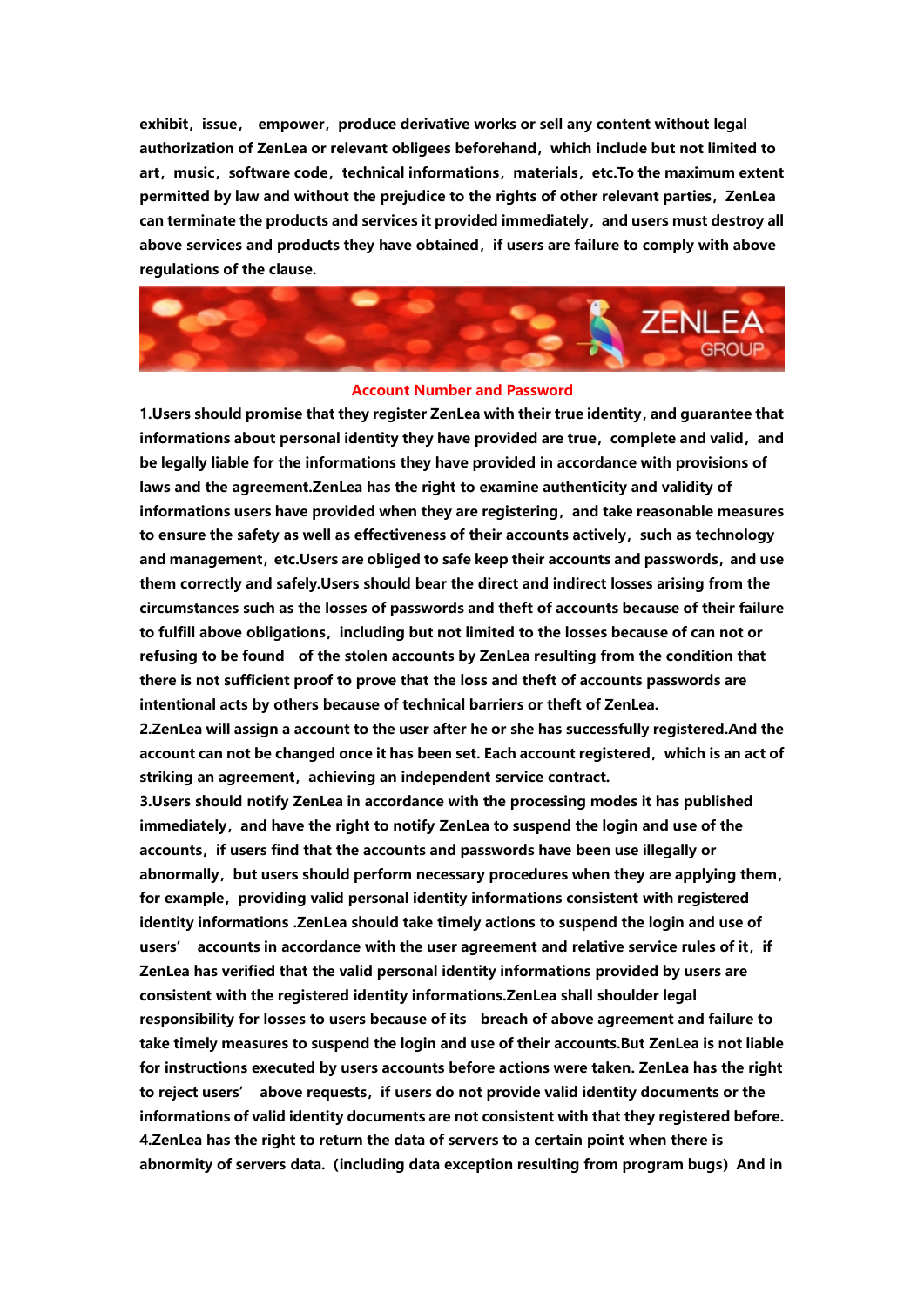**exhibit，issue， empower，produce derivative works or sell any content without legal authorization of ZenLea or relevant obligees beforehand，which include but not limited to art，music，software code，technical informations，materials，etc.To the maximum extent permitted by law and without the prejudice to the rights of other relevant parties，ZenLea can terminate the products and services it provided immediately，and users must destroy all above services and products they have obtained，if users are failure to comply with above regulations of the clause.**

## Account Number and Password

**1.Users should promise that they register ZenLea with their true identity, and guarantee that informations about personal identity they have provided are true，complete and valid，and be legally liable for the informations they have provided in accordance with provisions of laws and the agreement.ZenLea has the right to examine authenticity and validity of informations users have provided when they are registering，and take reasonable measures to ensure the safety as well as effectiveness of their accounts actively，such as technology and management，etc.Users are obliged to safe keep their accounts and passwords，and use them correctly and safely.Users should bear the direct and indirect losses arising from the circumstances such as the losses of passwords and theft of accounts because of their failure to fulfill above obligations，including but not limited to the losses because of can not or refusing to be found of the stolen accounts by ZenLea resulting from the condition that there is not sufficient proof to prove that the loss and theft of accounts passwords are intentional acts by others because of technical barriers or theft of ZenLea.**

**2.ZenLea will assign a account to the user after he or she has successfully registered.And the account can not be changed once it has been set. Each account registered，which is an act of striking an agreement，achieving an independent service contract.**

**3.Users should notify ZenLea in accordance with the processing modes it has published immediately，and have the right to notify ZenLea to suspend the login and use of the accounts，if users find that the accounts and passwords have been use illegally or abnormally，but users should perform necessary procedures when they are applying them，for example，providing valid personal identity informations consistent with registered identity informations .ZenLea should take timely actions to suspend the login and use of users' accounts in accordance with the user agreement and relative service rules of it，if ZenLea has verified that the valid personal identity informations provided by users are consistent with the registered identity informations.ZenLea shall shoulder legal responsibility for losses to users because of its breach of above agreement and failure to take timely measures to suspend the login and use of their accounts.But ZenLea is not liable for instructions executed by users accounts before actions were taken. ZenLea has the right to reject users' above requests，if users do not provide valid identity documents or the informations of valid identity documents are not consistent with that they registered before.**

**4.ZenLea has the right to return the data of servers to a certain point when there is abnormity of servers data.（including data exception resulting from program bugs）And in**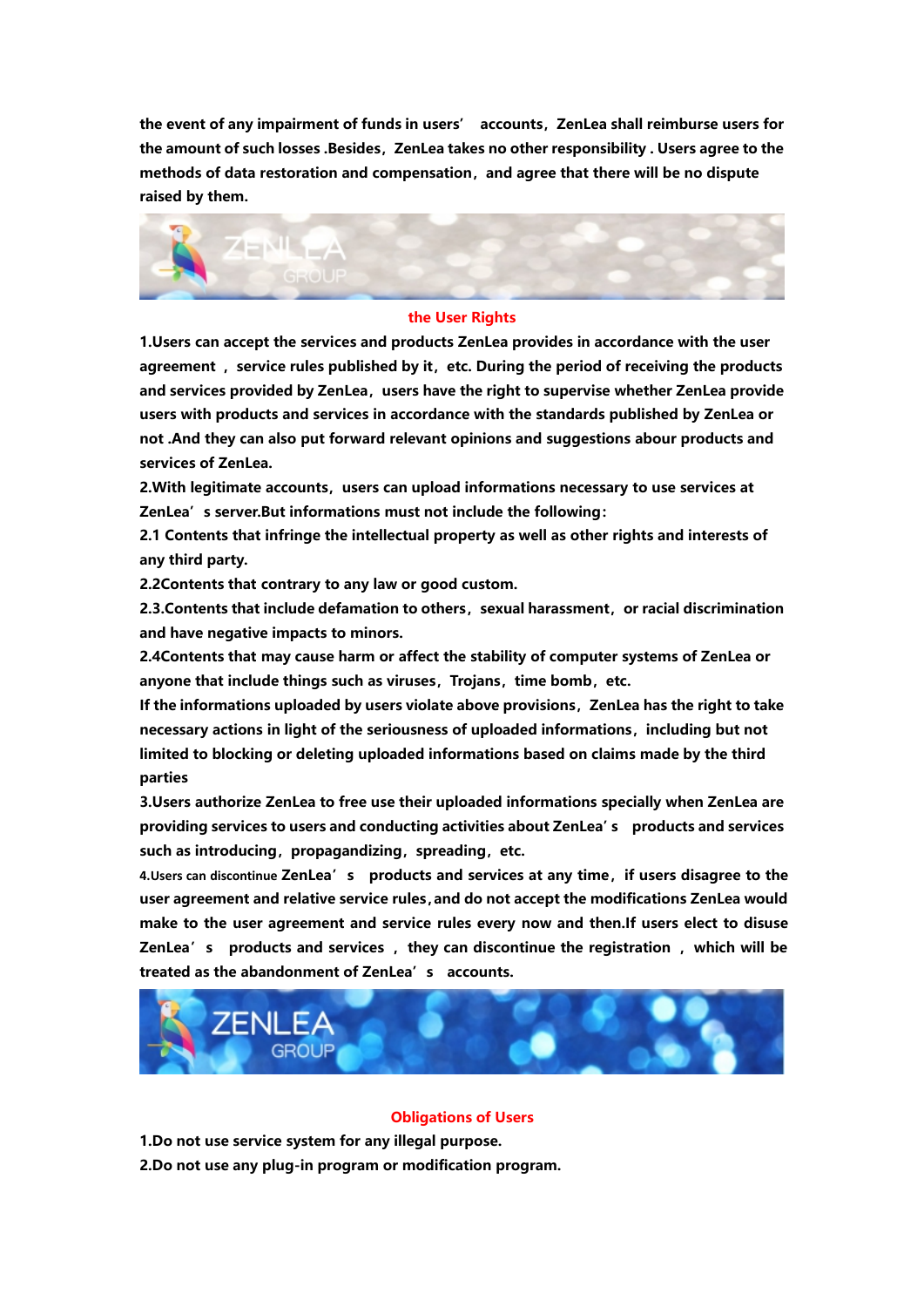**the event of any impairment of funds in users' accounts, ZenLea shall reimburse users for the amount of such losses .Besides, ZenLea takes no other responsibility . Users agree to the methods of data restoration and compensation, and agree that there will be no dispute raised by them.**

## the User Rights

**1.Users can accept the services and products ZenLea provides in accordance with the user agreement , service rules published by it, etc. During the period of receiving the products and services provided by ZenLea, users have the right to supervise whether ZenLea provide users with products and services in accordance with the standards published by ZenLea or not .And they can also put forward relevant opinions and suggestions abour products and services of ZenLea.**

**2.With legitimate accounts, users can upload informations necessary to use services at ZenLea's server.But informations must not include the following:**

**2.1 Contents that infringe the intellectual property as well as other rights and interests of any third party.**

**2.2Contents that contrary to any law or good custom.**

**2.3.Contents that include defamation to others, sexual harassment, or racial discrimination and have negative impacts to minors.**

**2.4Contents that may cause harm or affect the stability of computer systems of ZenLea or anyone that include things such as viruses, Trojans, time bomb, etc.**

**If the informations uploaded by users violate above provisions, ZenLea has the right to take necessary actions in light of the seriousness of uploaded informations, including but not limited to blocking or deleting uploaded informations based on claims made by the third parties**

**3.Users authorize ZenLea to free use their uploaded informations specially when ZenLea are providing services to users and conducting activities about ZenLea's products and services such as introducing, propagandizing, spreading, etc.**

**4.Users can discontinue ZenLea's products and services at any time, if users disagree to the user agreement and relative service rules, and do not accept the modifications ZenLea would make to the user agreement and service rules every now and then.If users elect to disuse ZenLea's products and services , they can discontinue the registration , which will be treated as the abandonment of ZenLea's accounts.**

## Obligations of Users

**1.Do not use service system for any illegal purpose.**

**2.Do not use any plug-in program or modification program.**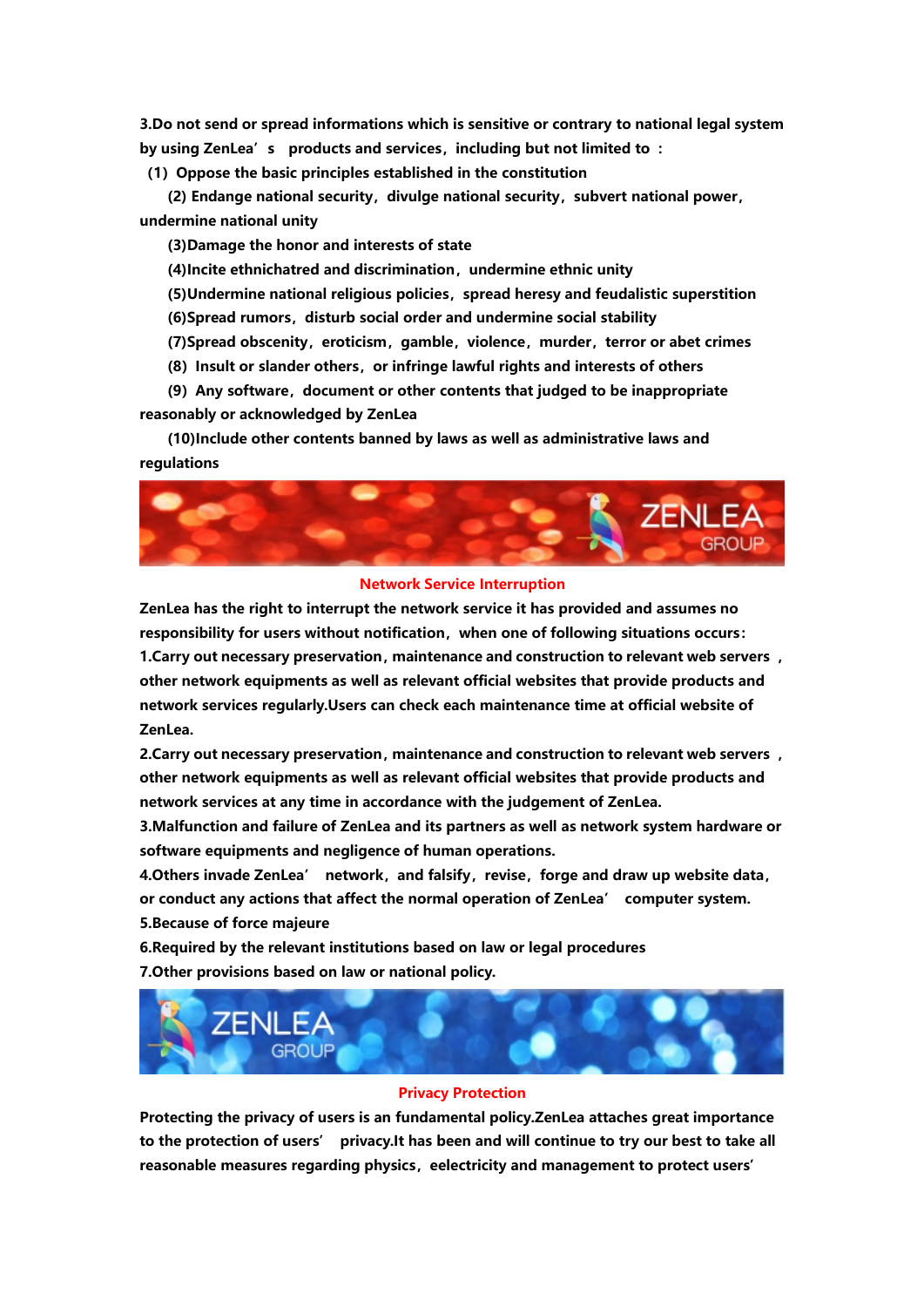**3.Do not send or spread informations which is sensitive or contrary to national legal system by using ZenLea's products and services，including but not limited to ：**

**(1) Oppose the basic principles established in the constitution**

**(2) Endange national security，divulge national security，subvert national power，undermine national unity**

**(3)Damage the honor and interests of state**

**(4)Incite ethnichatred and discrimination，undermine ethnic unity**

**(5)Undermine national religious policies，spread heresy and feudalistic superstition**

**(6)Spread rumors，disturb social order and undermine social stability**

**(7)Spread obscenity，eroticism，gamble，violence，murder，terror or abet crimes**

**(8) Insult or slander others，or infringe lawful rights and interests of others**

**(9) Any software，document or other contents that judged to be inappropriate reasonably or acknowledged by ZenLea**

**(10)Include other contents banned by laws as well as administrative laws and regulations**

## Network Service Interruption

**ZenLea has the right to interrupt the network service it has provided and assumes no responsibility for users without notification，when one of following situations occurs：**

**1.Carry out necessary preservation，maintenance and construction to relevant web servers，other network equipments as well as relevant official websites that provide products and network services regularly.Users can check each maintenance time at official website of ZenLea.**

**2.Carry out necessary preservation，maintenance and construction to relevant web servers，other network equipments as well as relevant official websites that provide products and network services at any time in accordance with the judgement of ZenLea.**

**3.Malfunction and failure of ZenLea and its partners as well as network system hardware or software equipments and negligence of human operations.**

**4.Others invade ZenLea' network，and falsify，revise，forge and draw up website data，or conduct any actions that affect the normal operation of ZenLea' computer system.**

**5.Because of force majeure**

**6.Required by the relevant institutions based on law or legal procedures**

**7.Other provisions based on law or national policy.**

## Privacy Protection

**Protecting the privacy of users is an fundamental policy.ZenLea attaches great importance to the protection of users' privacy.It has been and will continue to try our best to take all reasonable measures regarding physics，eelectricity and management to protect users'**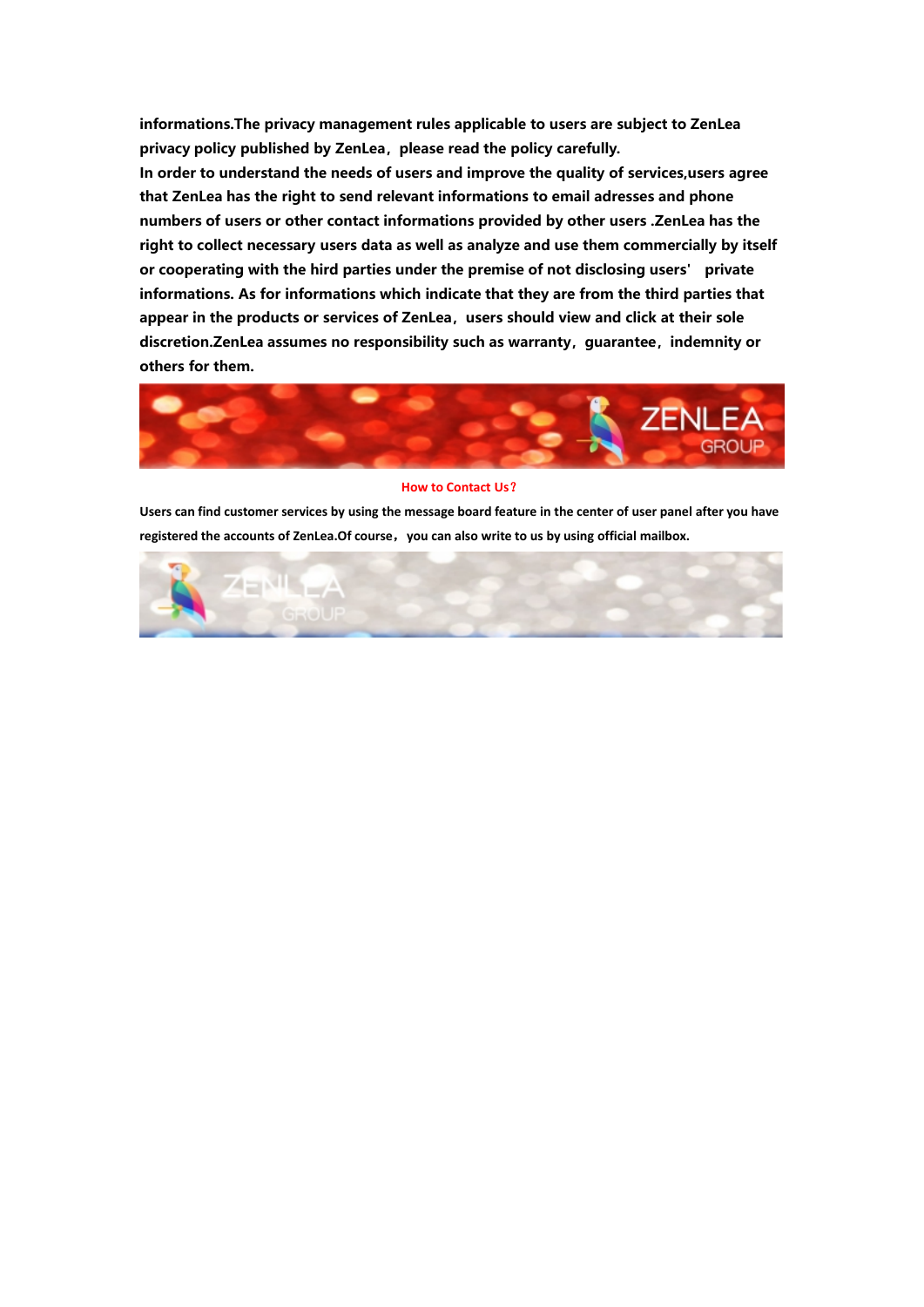**informations.The privacy management rules applicable to users are subject to ZenLea privacy policy published by ZenLea，please read the policy carefully.**

**In order to understand the needs of users and improve the quality of services,users agree that ZenLea has the right to send relevant informations to email adresses and phone numbers of users or other contact informations provided by other users .ZenLea has the right to collect necessary users data as well as analyze and use them commercially by itself or cooperating with the hird parties under the premise of not disclosing users' private informations. As for informations which indicate that they are from the third parties that appear in the products or services of ZenLea，users should view and click at their sole discretion.ZenLea assumes no responsibility such as warranty，guarantee，indemnity or others for them.**

**How to Contact Us？**

**Users can find customer services by using the message board feature in the center of user panel after you have registered the accounts of ZenLea.Of course，you can also write to us by using official mailbox.**